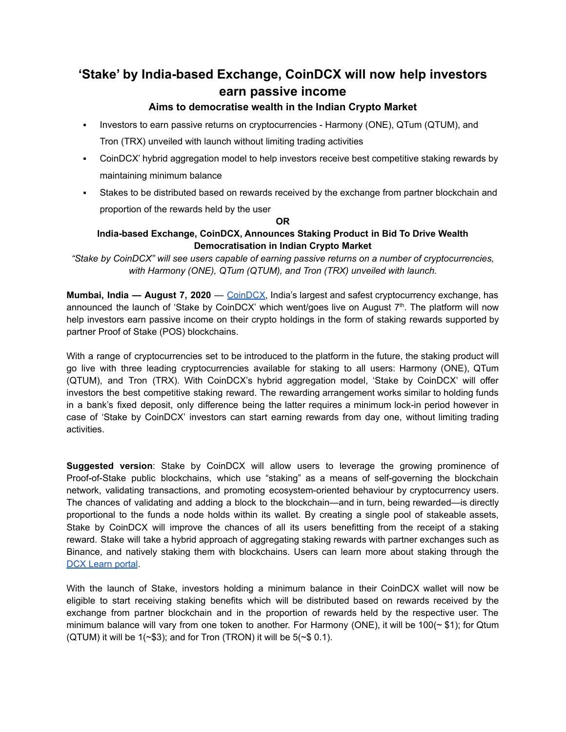# 'Stake' by India-based Exchange, CoinDCX will now help investors earn passive income

### Aims to democratise wealth in the Indian Crypto Market

- Investors to earn passive returns on cryptocurrencies - Harmony (ONE), QTum (QTUM), and Tron (TRX) unveiled with launch without limiting trading activities
- CoinDCX' hybrid aggregation model to help investors receive best competitive staking rewards by maintaining minimum balance
- Stakes to be distributed based on rewards received by the exchange from partner blockchain and proportion of the rewards held by the user

**OR**

### India-based Exchange, CoinDCX, Announces Staking Product in Bid To Drive Wealth Democratisation in Indian Crypto Market

*"Stake by CoinDCX" will see users capable of earning passive returns on a number of cryptocurrencies, with Harmony (ONE), QTum (QTUM), and Tron (TRX) unveiled with launch.*

**Mumbai, India — August 7, 2020** — CoinDCX, India's largest and safest cryptocurrency exchange, has announced the launch of 'Stake by CoinDCX' which went/goes live on August 7th. The platform will now help investors earn passive income on their crypto holdings in the form of staking rewards supported by partner Proof of Stake (POS) blockchains.

With a range of cryptocurrencies set to be introduced to the platform in the future, the staking product will go live with three leading cryptocurrencies available for staking to all users: Harmony (ONE), QTum (QTUM), and Tron (TRX). With CoinDCX's hybrid aggregation model, 'Stake by CoinDCX' will offer investors the best competitive staking reward. The rewarding arrangement works similar to holding funds in a bank's fixed deposit, only difference being the latter requires a minimum lock-in period however in case of 'Stake by CoinDCX' investors can start earning rewards from day one, without limiting trading activities.

**Suggested version**: Stake by CoinDCX will allow users to leverage the growing prominence of Proof-of-Stake public blockchains, which use "staking" as a means of self-governing the blockchain network, validating transactions, and promoting ecosystem-oriented behaviour by cryptocurrency users. The chances of validating and adding a block to the blockchain—and in turn, being rewarded—is directly proportional to the funds a node holds within its wallet. By creating a single pool of stakeable assets, Stake by CoinDCX will improve the chances of all its users benefitting from the receipt of a staking reward. Stake will take a hybrid approach of aggregating staking rewards with partner exchanges such as Binance, and natively staking them with blockchains. Users can learn more about staking through the DCX Learn portal.

With the launch of Stake, investors holding a minimum balance in their CoinDCX wallet will now be eligible to start receiving staking benefits which will be distributed based on rewards received by the exchange from partner blockchain and in the proportion of rewards held by the respective user. The minimum balance will vary from one token to another. For Harmony (ONE), it will be 100(~ $1); for Qtum (QTUM) it will be 1(~$3); and for Tron (TRON) it will be 5(~$ 0.1).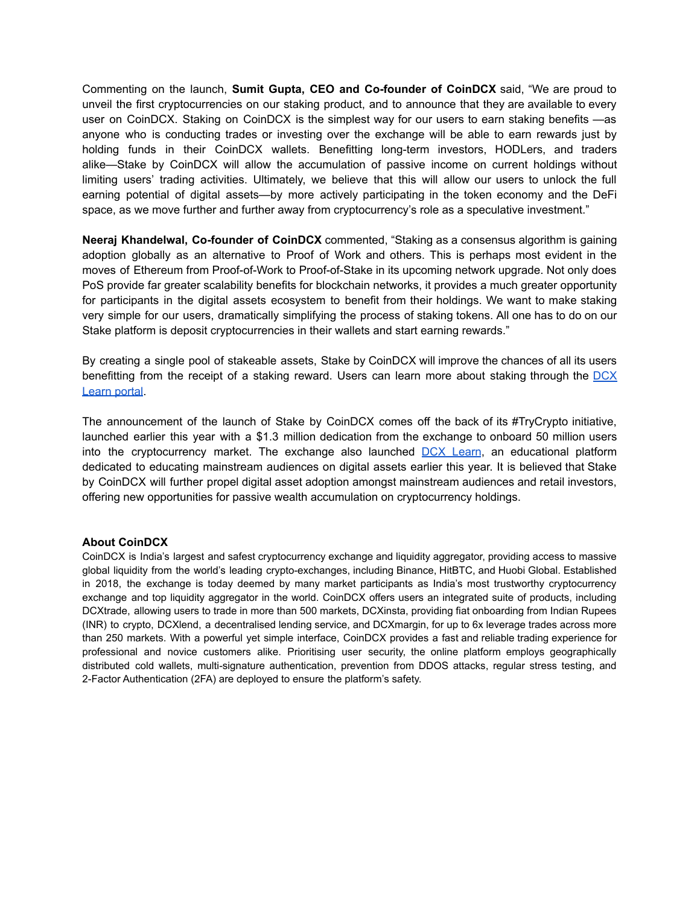Commenting on the launch, **Sumit Gupta, CEO and Co-founder of CoinDCX** said, "We are proud to unveil the first cryptocurrencies on our staking product, and to announce that they are available to every user on CoinDCX. Staking on CoinDCX is the simplest way for our users to earn staking benefits —as anyone who is conducting trades or investing over the exchange will be able to earn rewards just by holding funds in their CoinDCX wallets. Benefitting long-term investors, HODLers, and traders alike—Stake by CoinDCX will allow the accumulation of passive income on current holdings without limiting users' trading activities. Ultimately, we believe that this will allow our users to unlock the full earning potential of digital assets—by more actively participating in the token economy and the DeFi space, as we move further and further away from cryptocurrency's role as a speculative investment."

**Neeraj Khandelwal, Co-founder of CoinDCX** commented, "Staking as a consensus algorithm is gaining adoption globally as an alternative to Proof of Work and others. This is perhaps most evident in the moves of Ethereum from Proof-of-Work to Proof-of-Stake in its upcoming network upgrade. Not only does PoS provide far greater scalability benefits for blockchain networks, it provides a much greater opportunity for participants in the digital assets ecosystem to benefit from their holdings. We want to make staking very simple for our users, dramatically simplifying the process of staking tokens. All one has to do on our Stake platform is deposit cryptocurrencies in their wallets and start earning rewards."

By creating a single pool of stakeable assets, Stake by CoinDCX will improve the chances of all its users benefitting from the receipt of a staking reward. Users can learn more about staking through the DCX Learn portal.

The announcement of the launch of Stake by CoinDCX comes off the back of its #TryCrypto initiative, launched earlier this year with a $1.3 million dedication from the exchange to onboard 50 million users into the cryptocurrency market. The exchange also launched DCX Learn, an educational platform dedicated to educating mainstream audiences on digital assets earlier this year. It is believed that Stake by CoinDCX will further propel digital asset adoption amongst mainstream audiences and retail investors, offering new opportunities for passive wealth accumulation on cryptocurrency holdings.

**About CoinDCX**

CoinDCX is India's largest and safest cryptocurrency exchange and liquidity aggregator, providing access to massive global liquidity from the world's leading crypto-exchanges, including Binance, HitBTC, and Huobi Global. Established in 2018, the exchange is today deemed by many market participants as India's most trustworthy cryptocurrency exchange and top liquidity aggregator in the world. CoinDCX offers users an integrated suite of products, including DCXtrade, allowing users to trade in more than 500 markets, DCXinsta, providing fiat onboarding from Indian Rupees (INR) to crypto, DCXlend, a decentralised lending service, and DCXmargin, for up to 6x leverage trades across more than 250 markets. With a powerful yet simple interface, CoinDCX provides a fast and reliable trading experience for professional and novice customers alike. Prioritising user security, the online platform employs geographically distributed cold wallets, multi-signature authentication, prevention from DDOS attacks, regular stress testing, and 2-Factor Authentication (2FA) are deployed to ensure the platform's safety.